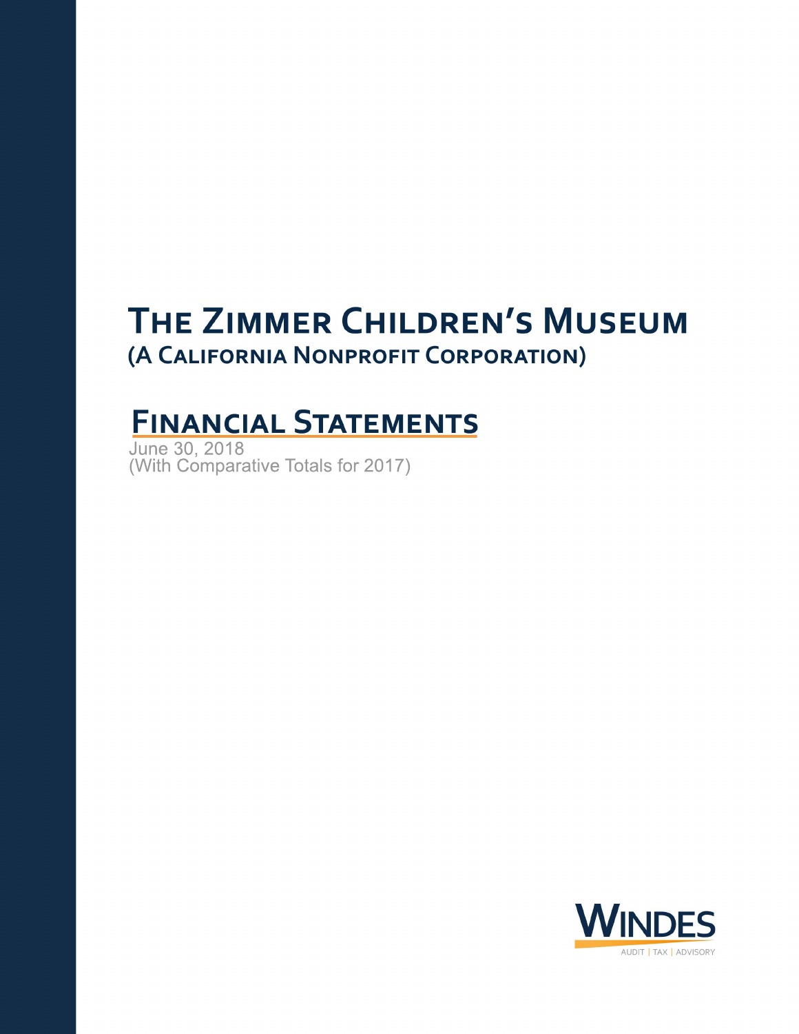# The Zimmer Children's Museum

## (A California Nonprofit Corporation)

## Financial Statements

June 30, 2018
(With Comparative Totals for 2017)

WINDES
AUDIT | TAX | ADVISORY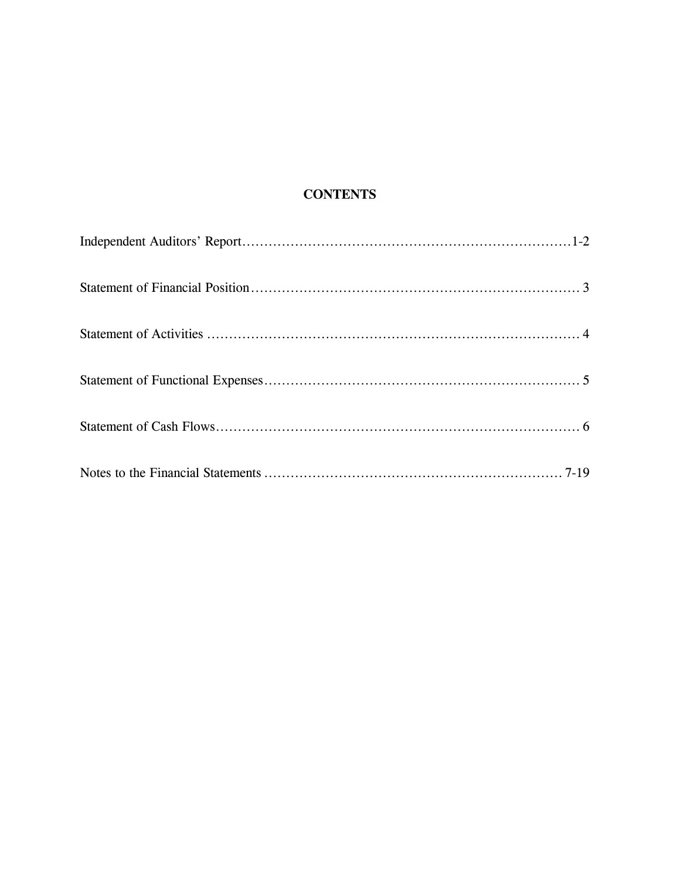# CONTENTS

| | |
|---|---|
| Independent Auditors' Report | 1-2 |
| Statement of Financial Position | 3 |
| Statement of Activities | 4 |
| Statement of Functional Expenses | 5 |
| Statement of Cash Flows | 6 |
| Notes to the Financial Statements | 7-19 |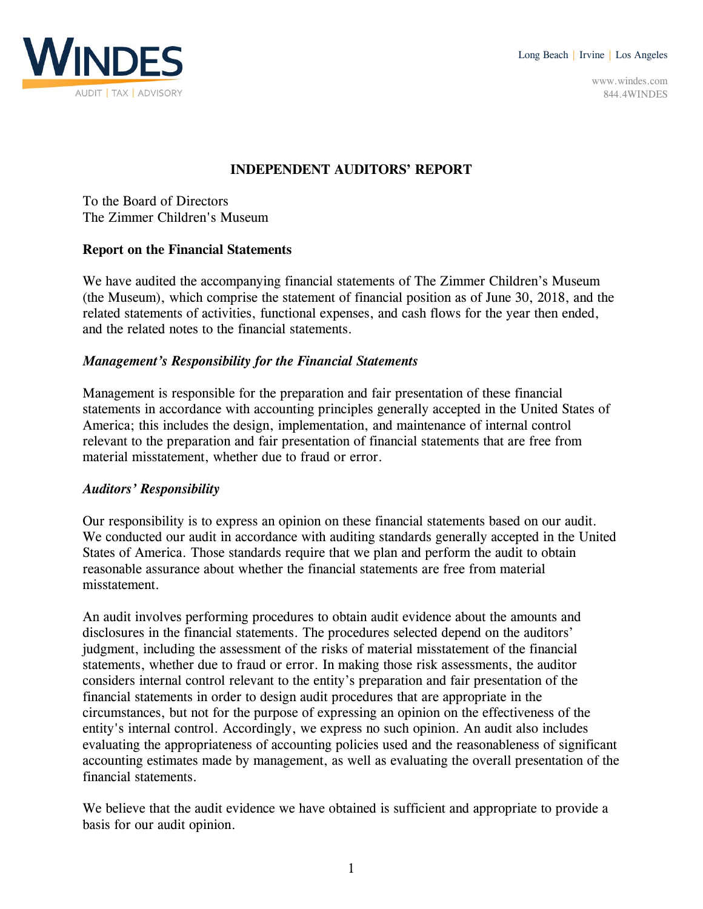**WINDES**

AUDIT | TAX | ADVISORY

Long Beach | Irvine | Los Angeles

www.windes.com
844.4WINDES

# INDEPENDENT AUDITORS' REPORT

To the Board of Directors
The Zimmer Children's Museum

## Report on the Financial Statements

We have audited the accompanying financial statements of The Zimmer Children's Museum (the Museum), which comprise the statement of financial position as of June 30, 2018, and the related statements of activities, functional expenses, and cash flows for the year then ended, and the related notes to the financial statements.

### *Management's Responsibility for the Financial Statements*

Management is responsible for the preparation and fair presentation of these financial statements in accordance with accounting principles generally accepted in the United States of America; this includes the design, implementation, and maintenance of internal control relevant to the preparation and fair presentation of financial statements that are free from material misstatement, whether due to fraud or error.

### *Auditors' Responsibility*

Our responsibility is to express an opinion on these financial statements based on our audit. We conducted our audit in accordance with auditing standards generally accepted in the United States of America. Those standards require that we plan and perform the audit to obtain reasonable assurance about whether the financial statements are free from material misstatement.

An audit involves performing procedures to obtain audit evidence about the amounts and disclosures in the financial statements. The procedures selected depend on the auditors' judgment, including the assessment of the risks of material misstatement of the financial statements, whether due to fraud or error. In making those risk assessments, the auditor considers internal control relevant to the entity's preparation and fair presentation of the financial statements in order to design audit procedures that are appropriate in the circumstances, but not for the purpose of expressing an opinion on the effectiveness of the entity's internal control. Accordingly, we express no such opinion. An audit also includes evaluating the appropriateness of accounting policies used and the reasonableness of significant accounting estimates made by management, as well as evaluating the overall presentation of the financial statements.

We believe that the audit evidence we have obtained is sufficient and appropriate to provide a basis for our audit opinion.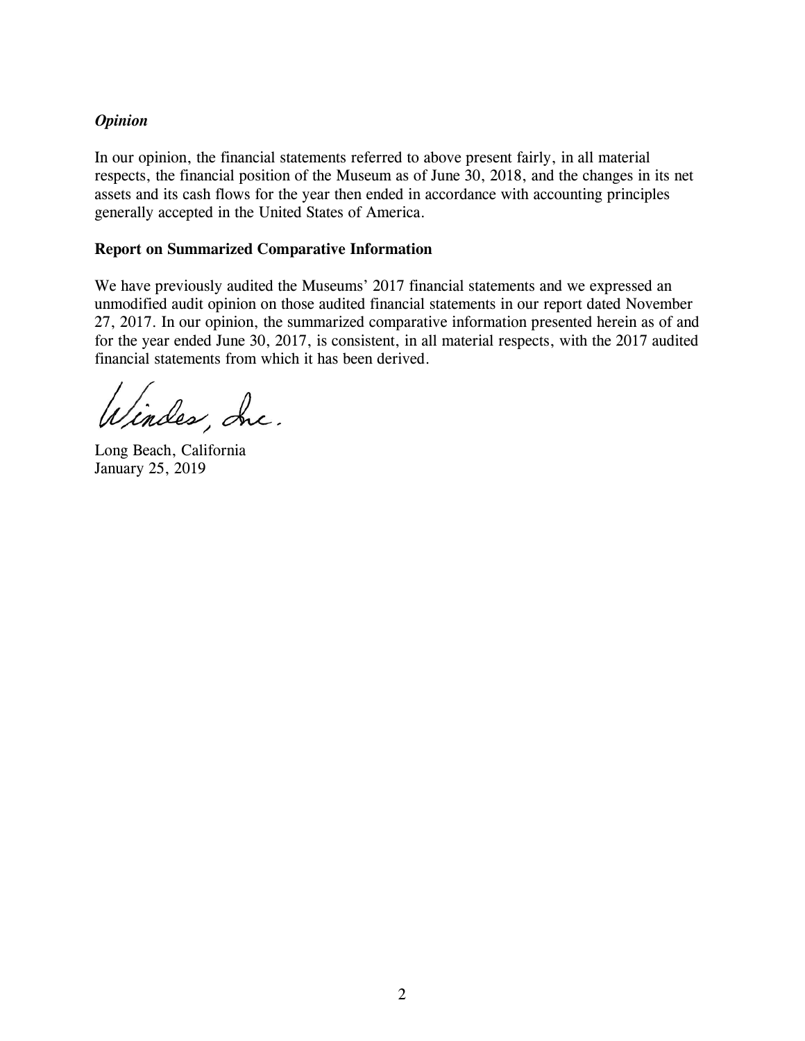### *Opinion*

In our opinion, the financial statements referred to above present fairly, in all material respects, the financial position of the Museum as of June 30, 2018, and the changes in its net assets and its cash flows for the year then ended in accordance with accounting principles generally accepted in the United States of America.

**Report on Summarized Comparative Information**

We have previously audited the Museums' 2017 financial statements and we expressed an unmodified audit opinion on those audited financial statements in our report dated November 27, 2017. In our opinion, the summarized comparative information presented herein as of and for the year ended June 30, 2017, is consistent, in all material respects, with the 2017 audited financial statements from which it has been derived.

Windes, Inc.

Long Beach, California
January 25, 2019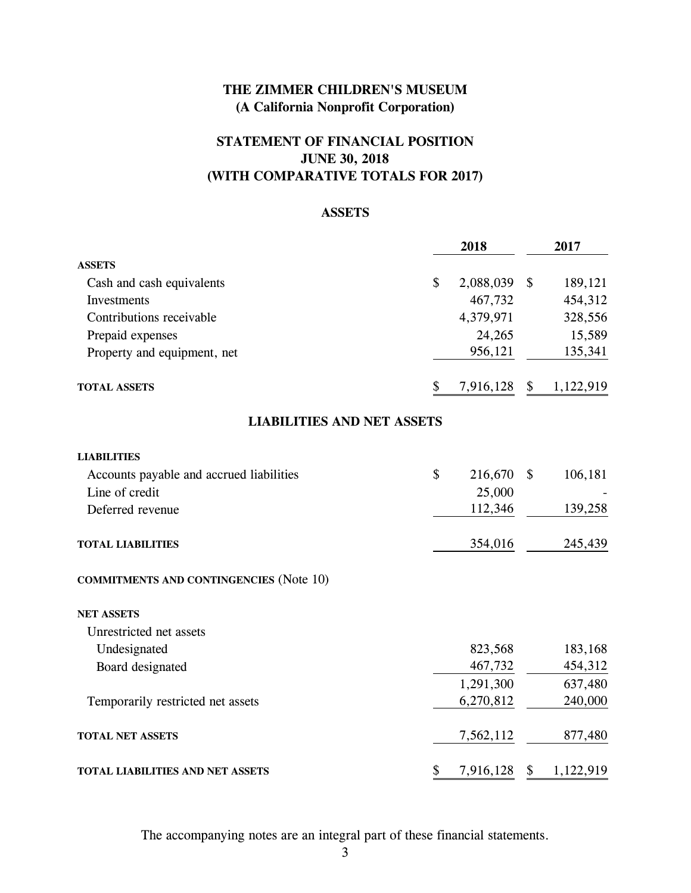# THE ZIMMER CHILDREN'S MUSEUM
## (A California Nonprofit Corporation)

## STATEMENT OF FINANCIAL POSITION
## JUNE 30, 2018
## (WITH COMPARATIVE TOTALS FOR 2017)

### ASSETS

| | 2018 | 2017 |
|---|---|---|
| **ASSETS** | | |
| Cash and cash equivalents | $ 2,088,039 | $ 189,121 |
| Investments | 467,732 | 454,312 |
| Contributions receivable | 4,379,971 | 328,556 |
| Prepaid expenses | 24,265 | 15,589 |
| Property and equipment, net | 956,121 | 135,341 |
| **TOTAL ASSETS** | $ 7,916,128 | $ 1,122,919 |

### LIABILITIES AND NET ASSETS

| | 2018 | 2017 |
|---|---|---|
| **LIABILITIES** | | |
| Accounts payable and accrued liabilities | $ 216,670 | $ 106,181 |
| Line of credit | 25,000 | - |
| Deferred revenue | 112,346 | 139,258 |
| **TOTAL LIABILITIES** | 354,016 | 245,439 |
| **COMMITMENTS AND CONTINGENCIES** (Note 10) | | |
| **NET ASSETS** | | |
| Unrestricted net assets | | |
| Undesignated | 823,568 | 183,168 |
| Board designated | 467,732 | 454,312 |
| | 1,291,300 | 637,480 |
| Temporarily restricted net assets | 6,270,812 | 240,000 |
| **TOTAL NET ASSETS** | 7,562,112 | 877,480 |
| **TOTAL LIABILITIES AND NET ASSETS** | $ 7,916,128 | $ 1,122,919 |

The accompanying notes are an integral part of these financial statements.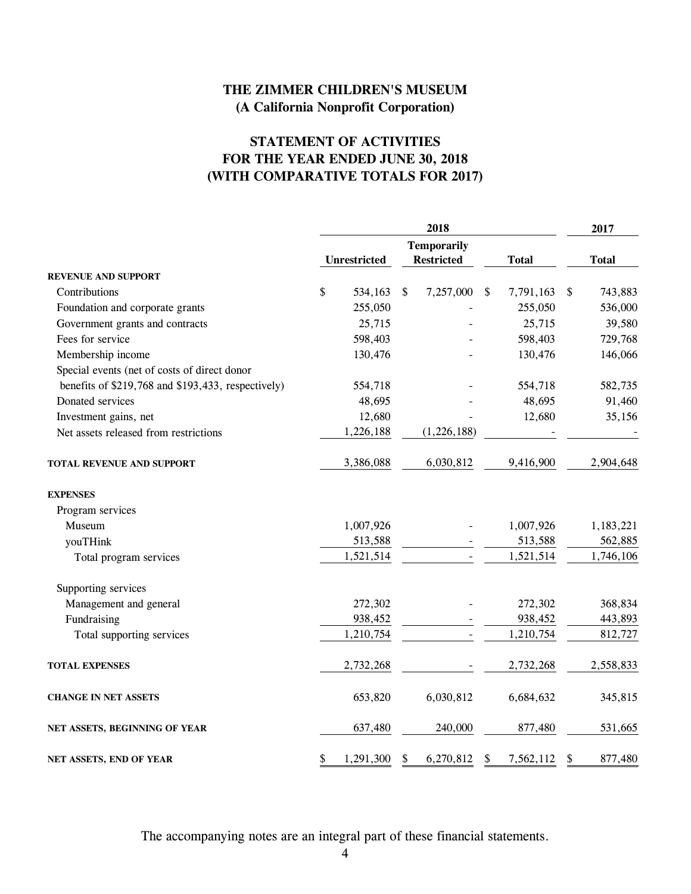# THE ZIMMER CHILDREN'S MUSEUM
## (A California Nonprofit Corporation)

## STATEMENT OF ACTIVITIES
## FOR THE YEAR ENDED JUNE 30, 2018
## (WITH COMPARATIVE TOTALS FOR 2017)

| | 2018 | | | 2017 |
|---|---|---|---|---|
| | Unrestricted | Temporarily Restricted | Total | Total |
| **REVENUE AND SUPPORT** | | | | |
| Contributions | $ 534,163 | $ 7,257,000 | $ 7,791,163 | $ 743,883 |
| Foundation and corporate grants | 255,050 | - | 255,050 | 536,000 |
| Government grants and contracts | 25,715 | - | 25,715 | 39,580 |
| Fees for service | 598,403 | - | 598,403 | 729,768 |
| Membership income | 130,476 | - | 130,476 | 146,066 |
| Special events (net of costs of direct donor benefits of $219,768 and $193,433, respectively) | 554,718 | - | 554,718 | 582,735 |
| Donated services | 48,695 | - | 48,695 | 91,460 |
| Investment gains, net | 12,680 | - | 12,680 | 35,156 |
| Net assets released from restrictions | 1,226,188 | (1,226,188) | - | - |
| **TOTAL REVENUE AND SUPPORT** | 3,386,088 | 6,030,812 | 9,416,900 | 2,904,648 |
| **EXPENSES** | | | | |
| Program services | | | | |
| Museum | 1,007,926 | - | 1,007,926 | 1,183,221 |
| youTHink | 513,588 | - | 513,588 | 562,885 |
| Total program services | 1,521,514 | - | 1,521,514 | 1,746,106 |
| Supporting services | | | | |
| Management and general | 272,302 | - | 272,302 | 368,834 |
| Fundraising | 938,452 | - | 938,452 | 443,893 |
| Total supporting services | 1,210,754 | - | 1,210,754 | 812,727 |
| **TOTAL EXPENSES** | 2,732,268 | - | 2,732,268 | 2,558,833 |
| **CHANGE IN NET ASSETS** | 653,820 | 6,030,812 | 6,684,632 | 345,815 |
| **NET ASSETS, BEGINNING OF YEAR** | 637,480 | 240,000 | 877,480 | 531,665 |
| **NET ASSETS, END OF YEAR** | $ 1,291,300 | $ 6,270,812 | $ 7,562,112 | $ 877,480 |

The accompanying notes are an integral part of these financial statements.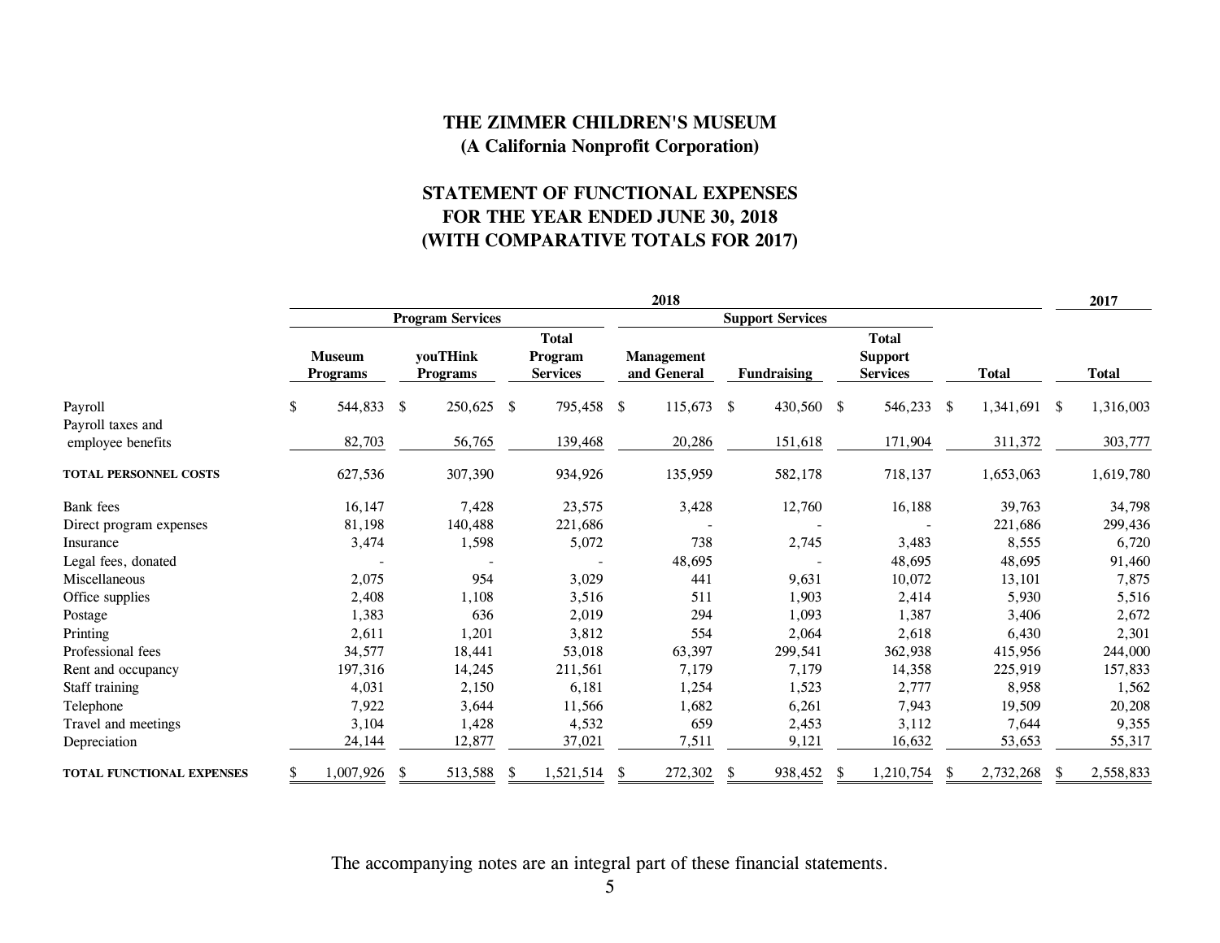# THE ZIMMER CHILDREN'S MUSEUM
## (A California Nonprofit Corporation)

## STATEMENT OF FUNCTIONAL EXPENSES
## FOR THE YEAR ENDED JUNE 30, 2018
## (WITH COMPARATIVE TOTALS FOR 2017)

| | 2018 | | | | | | | 2017 |
|---|---|---|---|---|---|---|---|---|
| | Program Services | | | Support Services | | | | |
| | Museum Programs | youTHink Programs | Total Program Services | Management and General | Fundraising | Total Support Services | Total | Total |
| Payroll | $ 544,833 | $ 250,625 | $ 795,458 | $ 115,673 | $ 430,560 | $ 546,233 | $ 1,341,691 | $ 1,316,003 |
| Payroll taxes and employee benefits | 82,703 | 56,765 | 139,468 | 20,286 | 151,618 | 171,904 | 311,372 | 303,777 |
| **TOTAL PERSONNEL COSTS** | 627,536 | 307,390 | 934,926 | 135,959 | 582,178 | 718,137 | 1,653,063 | 1,619,780 |
| Bank fees | 16,147 | 7,428 | 23,575 | 3,428 | 12,760 | 16,188 | 39,763 | 34,798 |
| Direct program expenses | 81,198 | 140,488 | 221,686 | - | - | - | 221,686 | 299,436 |
| Insurance | 3,474 | 1,598 | 5,072 | 738 | 2,745 | 3,483 | 8,555 | 6,720 |
| Legal fees, donated | - | - | - | 48,695 | - | 48,695 | 48,695 | 91,460 |
| Miscellaneous | 2,075 | 954 | 3,029 | 441 | 9,631 | 10,072 | 13,101 | 7,875 |
| Office supplies | 2,408 | 1,108 | 3,516 | 511 | 1,903 | 2,414 | 5,930 | 5,516 |
| Postage | 1,383 | 636 | 2,019 | 294 | 1,093 | 1,387 | 3,406 | 2,672 |
| Printing | 2,611 | 1,201 | 3,812 | 554 | 2,064 | 2,618 | 6,430 | 2,301 |
| Professional fees | 34,577 | 18,441 | 53,018 | 63,397 | 299,541 | 362,938 | 415,956 | 244,000 |
| Rent and occupancy | 197,316 | 14,245 | 211,561 | 7,179 | 7,179 | 14,358 | 225,919 | 157,833 |
| Staff training | 4,031 | 2,150 | 6,181 | 1,254 | 1,523 | 2,777 | 8,958 | 1,562 |
| Telephone | 7,922 | 3,644 | 11,566 | 1,682 | 6,261 | 7,943 | 19,509 | 20,208 |
| Travel and meetings | 3,104 | 1,428 | 4,532 | 659 | 2,453 | 3,112 | 7,644 | 9,355 |
| Depreciation | 24,144 | 12,877 | 37,021 | 7,511 | 9,121 | 16,632 | 53,653 | 55,317 |
| **TOTAL FUNCTIONAL EXPENSES** | $ 1,007,926 | $ 513,588 | $ 1,521,514 | $ 272,302 | $ 938,452 | $ 1,210,754 | $ 2,732,268 | $ 2,558,833 |

The accompanying notes are an integral part of these financial statements.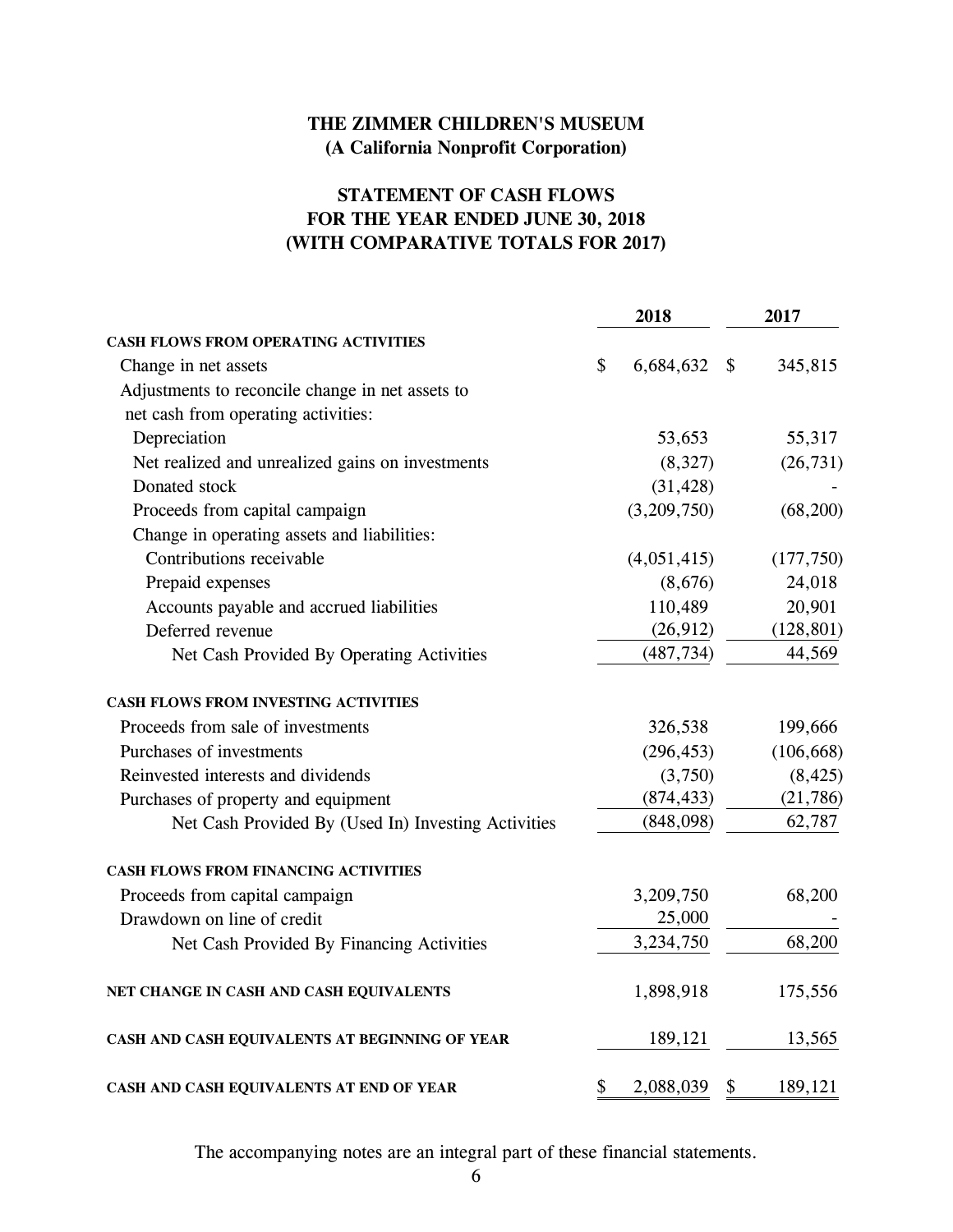# THE ZIMMER CHILDREN'S MUSEUM
## (A California Nonprofit Corporation)

## STATEMENT OF CASH FLOWS
## FOR THE YEAR ENDED JUNE 30, 2018
## (WITH COMPARATIVE TOTALS FOR 2017)

| | 2018 | 2017 |
|---|---|---|
| **CASH FLOWS FROM OPERATING ACTIVITIES** | | |
| Change in net assets | $ 6,684,632 | $ 345,815 |
| Adjustments to reconcile change in net assets to net cash from operating activities: | | |
| Depreciation | 53,653 | 55,317 |
| Net realized and unrealized gains on investments | (8,327) | (26,731) |
| Donated stock | (31,428) | - |
| Proceeds from capital campaign | (3,209,750) | (68,200) |
| Change in operating assets and liabilities: | | |
| Contributions receivable | (4,051,415) | (177,750) |
| Prepaid expenses | (8,676) | 24,018 |
| Accounts payable and accrued liabilities | 110,489 | 20,901 |
| Deferred revenue | (26,912) | (128,801) |
| Net Cash Provided By Operating Activities | (487,734) | 44,569 |
| **CASH FLOWS FROM INVESTING ACTIVITIES** | | |
| Proceeds from sale of investments | 326,538 | 199,666 |
| Purchases of investments | (296,453) | (106,668) |
| Reinvested interests and dividends | (3,750) | (8,425) |
| Purchases of property and equipment | (874,433) | (21,786) |
| Net Cash Provided By (Used In) Investing Activities | (848,098) | 62,787 |
| **CASH FLOWS FROM FINANCING ACTIVITIES** | | |
| Proceeds from capital campaign | 3,209,750 | 68,200 |
| Drawdown on line of credit | 25,000 | - |
| Net Cash Provided By Financing Activities | 3,234,750 | 68,200 |
| **NET CHANGE IN CASH AND CASH EQUIVALENTS** | 1,898,918 | 175,556 |
| **CASH AND CASH EQUIVALENTS AT BEGINNING OF YEAR** | 189,121 | 13,565 |
| **CASH AND CASH EQUIVALENTS AT END OF YEAR** | $ 2,088,039 | $ 189,121 |

The accompanying notes are an integral part of these financial statements.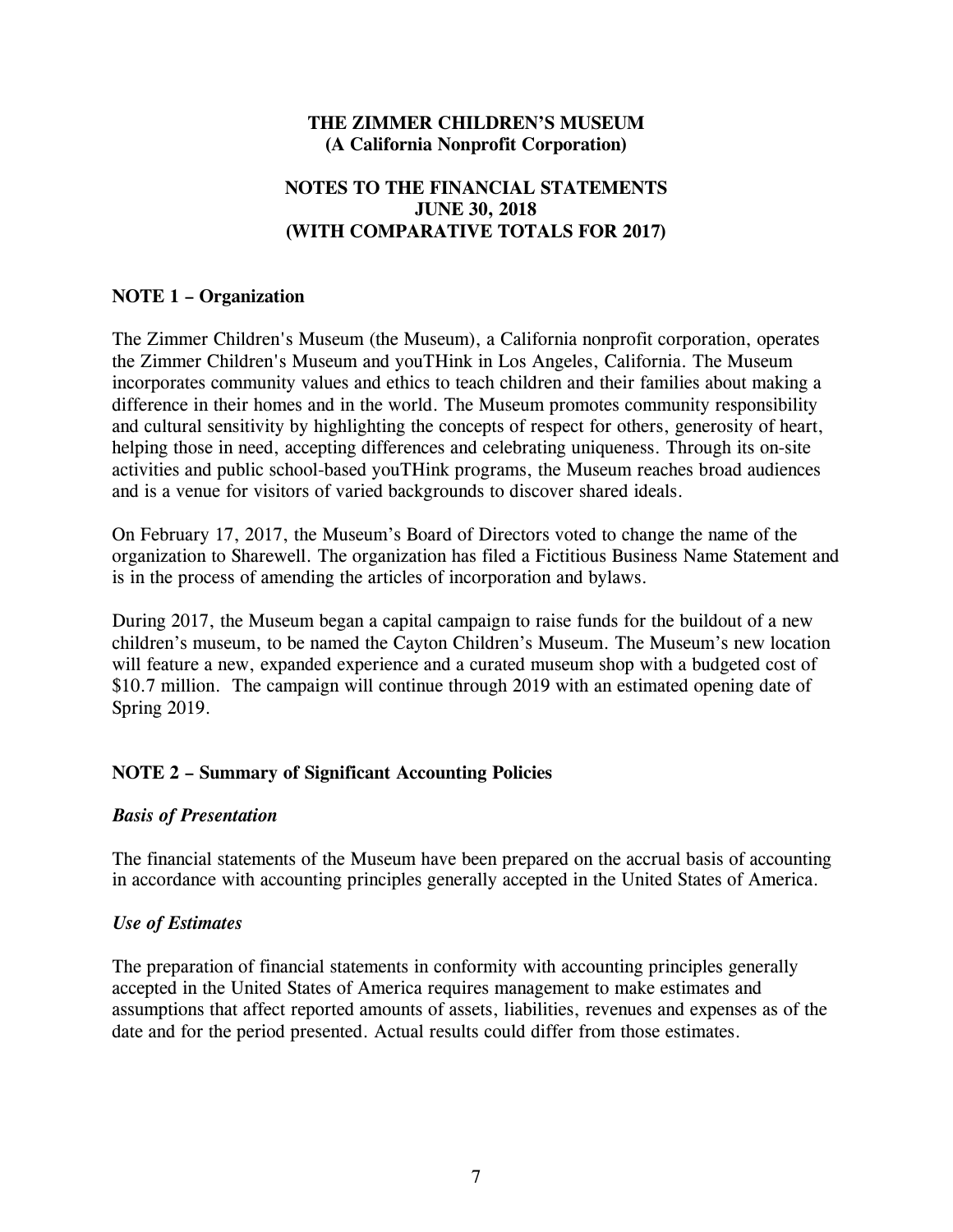**THE ZIMMER CHILDREN'S MUSEUM**
**(A California Nonprofit Corporation)**

**NOTES TO THE FINANCIAL STATEMENTS**
**JUNE 30, 2018**
**(WITH COMPARATIVE TOTALS FOR 2017)**

## NOTE 1 – Organization

The Zimmer Children's Museum (the Museum), a California nonprofit corporation, operates the Zimmer Children's Museum and youTHink in Los Angeles, California. The Museum incorporates community values and ethics to teach children and their families about making a difference in their homes and in the world. The Museum promotes community responsibility and cultural sensitivity by highlighting the concepts of respect for others, generosity of heart, helping those in need, accepting differences and celebrating uniqueness. Through its on-site activities and public school-based youTHink programs, the Museum reaches broad audiences and is a venue for visitors of varied backgrounds to discover shared ideals.

On February 17, 2017, the Museum's Board of Directors voted to change the name of the organization to Sharewell. The organization has filed a Fictitious Business Name Statement and is in the process of amending the articles of incorporation and bylaws.

During 2017, the Museum began a capital campaign to raise funds for the buildout of a new children's museum, to be named the Cayton Children's Museum. The Museum's new location will feature a new, expanded experience and a curated museum shop with a budgeted cost of $10.7 million. The campaign will continue through 2019 with an estimated opening date of Spring 2019.

## NOTE 2 – Summary of Significant Accounting Policies

### *Basis of Presentation*

The financial statements of the Museum have been prepared on the accrual basis of accounting in accordance with accounting principles generally accepted in the United States of America.

### *Use of Estimates*

The preparation of financial statements in conformity with accounting principles generally accepted in the United States of America requires management to make estimates and assumptions that affect reported amounts of assets, liabilities, revenues and expenses as of the date and for the period presented. Actual results could differ from those estimates.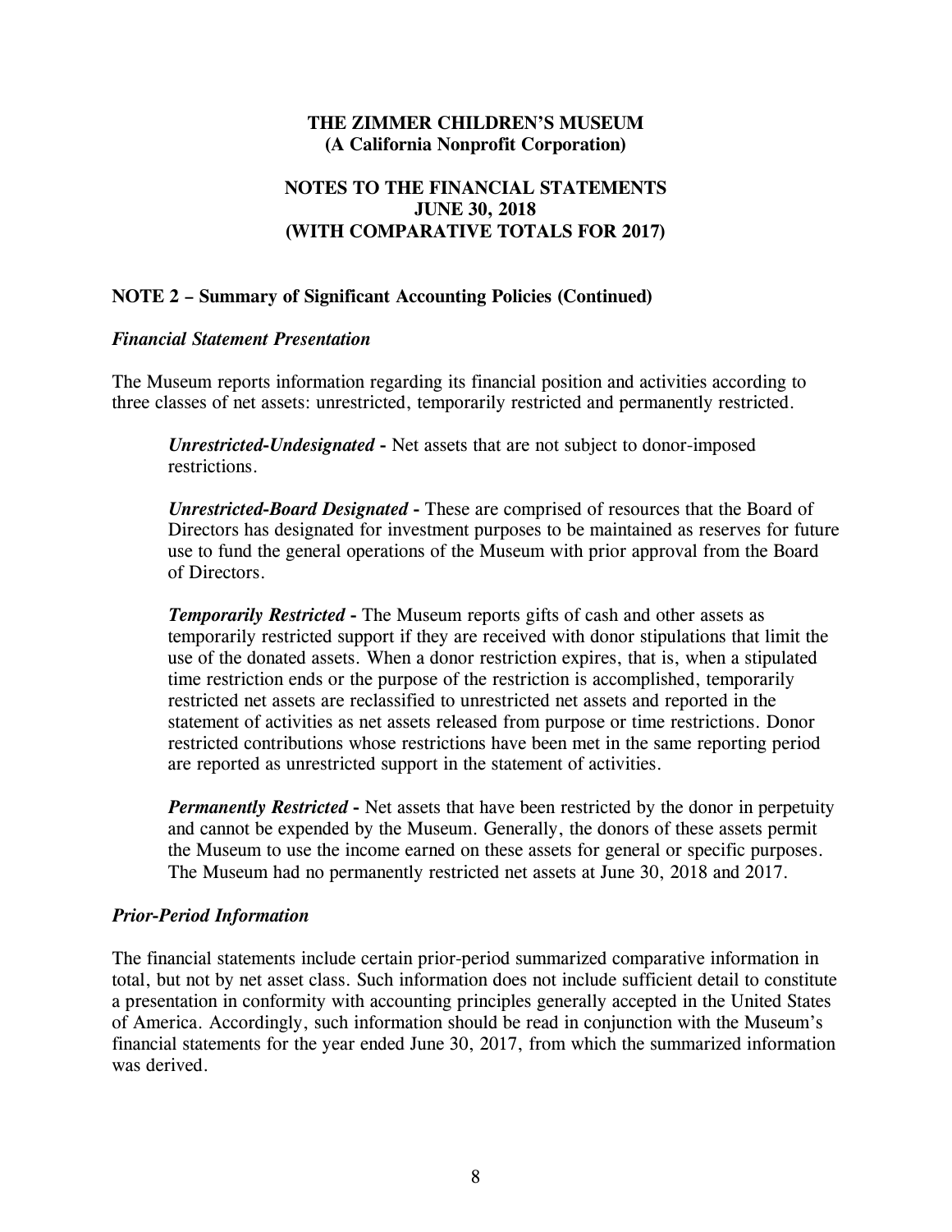# THE ZIMMER CHILDREN'S MUSEUM
## (A California Nonprofit Corporation)

## NOTES TO THE FINANCIAL STATEMENTS
## JUNE 30, 2018
## (WITH COMPARATIVE TOTALS FOR 2017)

### NOTE 2 – Summary of Significant Accounting Policies (Continued)

***Financial Statement Presentation***

The Museum reports information regarding its financial position and activities according to three classes of net assets: unrestricted, temporarily restricted and permanently restricted.

> ***Unrestricted-Undesignated*** **-** Net assets that are not subject to donor-imposed restrictions.
>
> ***Unrestricted-Board Designated*** **-** These are comprised of resources that the Board of Directors has designated for investment purposes to be maintained as reserves for future use to fund the general operations of the Museum with prior approval from the Board of Directors.
>
> ***Temporarily Restricted*** **-** The Museum reports gifts of cash and other assets as temporarily restricted support if they are received with donor stipulations that limit the use of the donated assets. When a donor restriction expires, that is, when a stipulated time restriction ends or the purpose of the restriction is accomplished, temporarily restricted net assets are reclassified to unrestricted net assets and reported in the statement of activities as net assets released from purpose or time restrictions. Donor restricted contributions whose restrictions have been met in the same reporting period are reported as unrestricted support in the statement of activities.
>
> ***Permanently Restricted*** **-** Net assets that have been restricted by the donor in perpetuity and cannot be expended by the Museum. Generally, the donors of these assets permit the Museum to use the income earned on these assets for general or specific purposes. The Museum had no permanently restricted net assets at June 30, 2018 and 2017.

***Prior-Period Information***

The financial statements include certain prior-period summarized comparative information in total, but not by net asset class. Such information does not include sufficient detail to constitute a presentation in conformity with accounting principles generally accepted in the United States of America. Accordingly, such information should be read in conjunction with the Museum's financial statements for the year ended June 30, 2017, from which the summarized information was derived.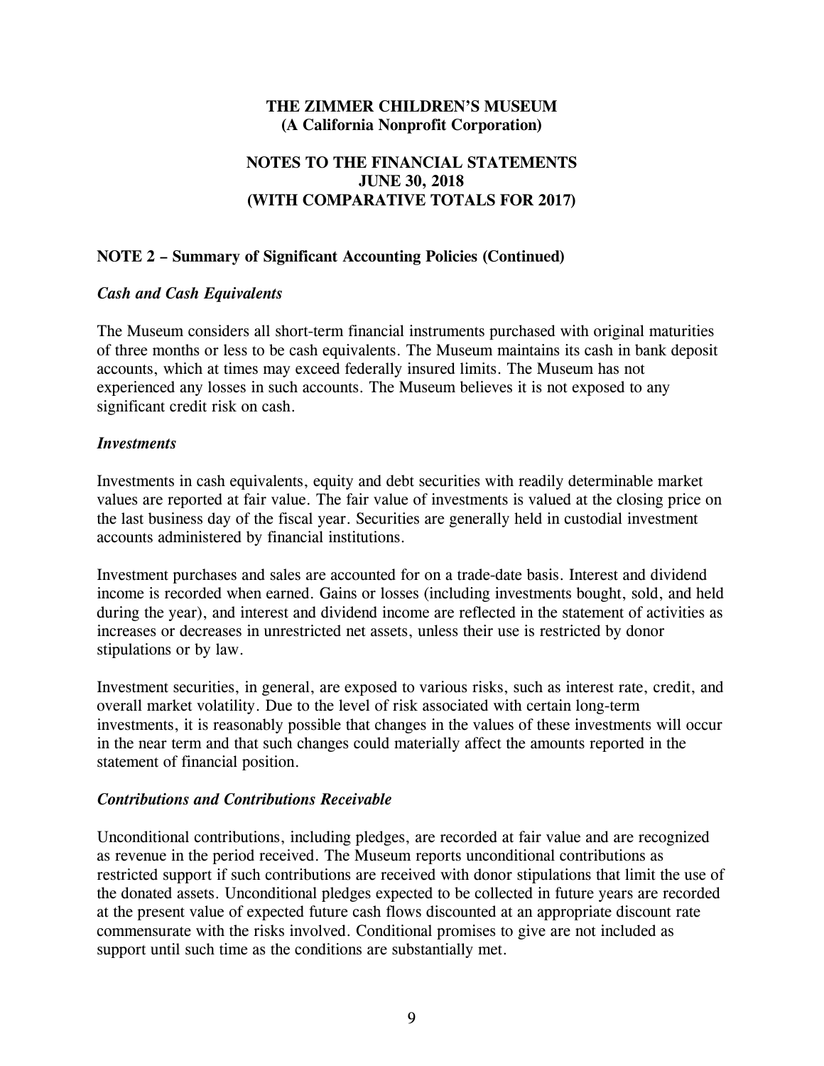**THE ZIMMER CHILDREN'S MUSEUM**
**(A California Nonprofit Corporation)**

**NOTES TO THE FINANCIAL STATEMENTS**
**JUNE 30, 2018**
**(WITH COMPARATIVE TOTALS FOR 2017)**

## NOTE 2 – Summary of Significant Accounting Policies (Continued)

### *Cash and Cash Equivalents*

The Museum considers all short-term financial instruments purchased with original maturities of three months or less to be cash equivalents. The Museum maintains its cash in bank deposit accounts, which at times may exceed federally insured limits. The Museum has not experienced any losses in such accounts. The Museum believes it is not exposed to any significant credit risk on cash.

### *Investments*

Investments in cash equivalents, equity and debt securities with readily determinable market values are reported at fair value. The fair value of investments is valued at the closing price on the last business day of the fiscal year. Securities are generally held in custodial investment accounts administered by financial institutions.

Investment purchases and sales are accounted for on a trade-date basis. Interest and dividend income is recorded when earned. Gains or losses (including investments bought, sold, and held during the year), and interest and dividend income are reflected in the statement of activities as increases or decreases in unrestricted net assets, unless their use is restricted by donor stipulations or by law.

Investment securities, in general, are exposed to various risks, such as interest rate, credit, and overall market volatility. Due to the level of risk associated with certain long-term investments, it is reasonably possible that changes in the values of these investments will occur in the near term and that such changes could materially affect the amounts reported in the statement of financial position.

### *Contributions and Contributions Receivable*

Unconditional contributions, including pledges, are recorded at fair value and are recognized as revenue in the period received. The Museum reports unconditional contributions as restricted support if such contributions are received with donor stipulations that limit the use of the donated assets. Unconditional pledges expected to be collected in future years are recorded at the present value of expected future cash flows discounted at an appropriate discount rate commensurate with the risks involved. Conditional promises to give are not included as support until such time as the conditions are substantially met.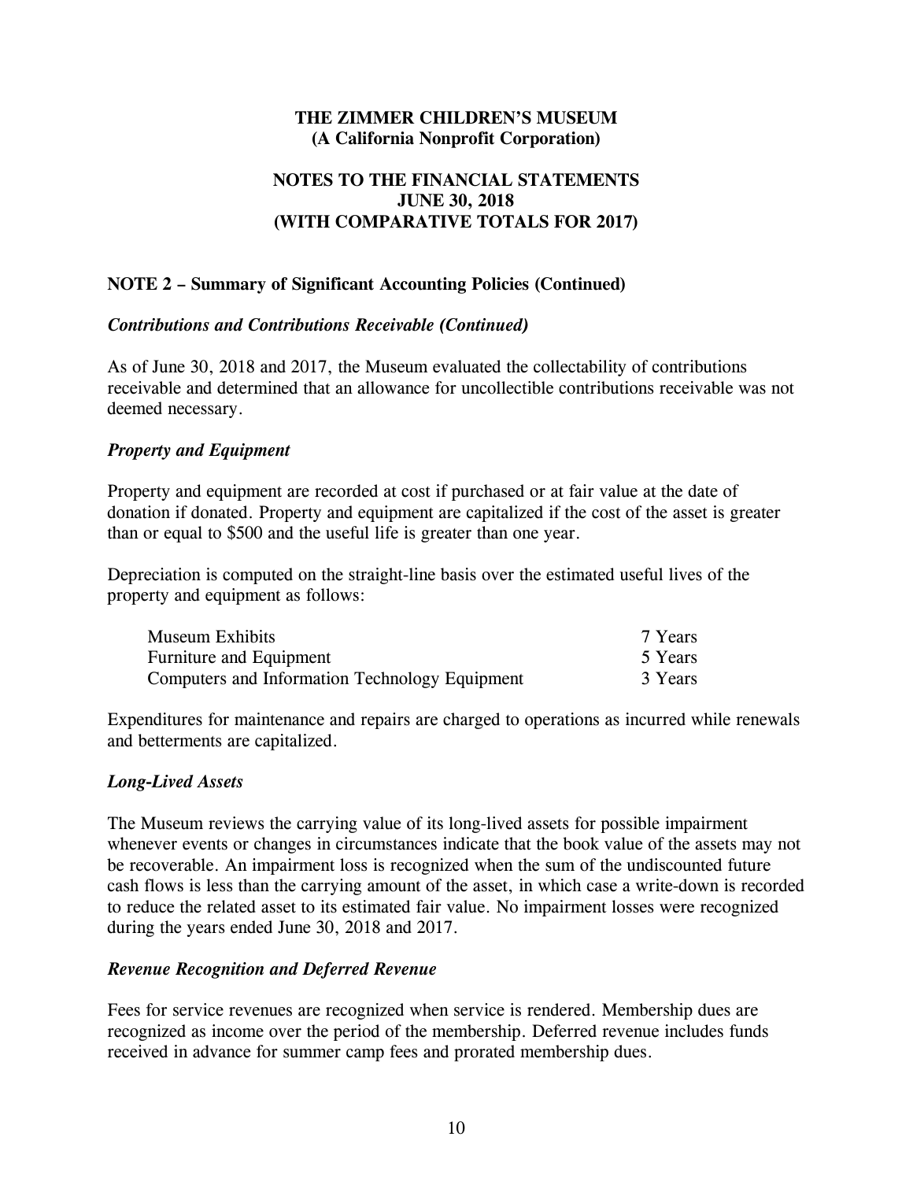**THE ZIMMER CHILDREN'S MUSEUM**
**(A California Nonprofit Corporation)**

**NOTES TO THE FINANCIAL STATEMENTS**
**JUNE 30, 2018**
**(WITH COMPARATIVE TOTALS FOR 2017)**

## NOTE 2 – Summary of Significant Accounting Policies (Continued)

### *Contributions and Contributions Receivable (Continued)*

As of June 30, 2018 and 2017, the Museum evaluated the collectability of contributions receivable and determined that an allowance for uncollectible contributions receivable was not deemed necessary.

### *Property and Equipment*

Property and equipment are recorded at cost if purchased or at fair value at the date of donation if donated. Property and equipment are capitalized if the cost of the asset is greater than or equal to $500 and the useful life is greater than one year.

Depreciation is computed on the straight-line basis over the estimated useful lives of the property and equipment as follows:

| | |
|---|---|
| Museum Exhibits | 7 Years |
| Furniture and Equipment | 5 Years |
| Computers and Information Technology Equipment | 3 Years |

Expenditures for maintenance and repairs are charged to operations as incurred while renewals and betterments are capitalized.

### *Long-Lived Assets*

The Museum reviews the carrying value of its long-lived assets for possible impairment whenever events or changes in circumstances indicate that the book value of the assets may not be recoverable. An impairment loss is recognized when the sum of the undiscounted future cash flows is less than the carrying amount of the asset, in which case a write-down is recorded to reduce the related asset to its estimated fair value. No impairment losses were recognized during the years ended June 30, 2018 and 2017.

### *Revenue Recognition and Deferred Revenue*

Fees for service revenues are recognized when service is rendered. Membership dues are recognized as income over the period of the membership. Deferred revenue includes funds received in advance for summer camp fees and prorated membership dues.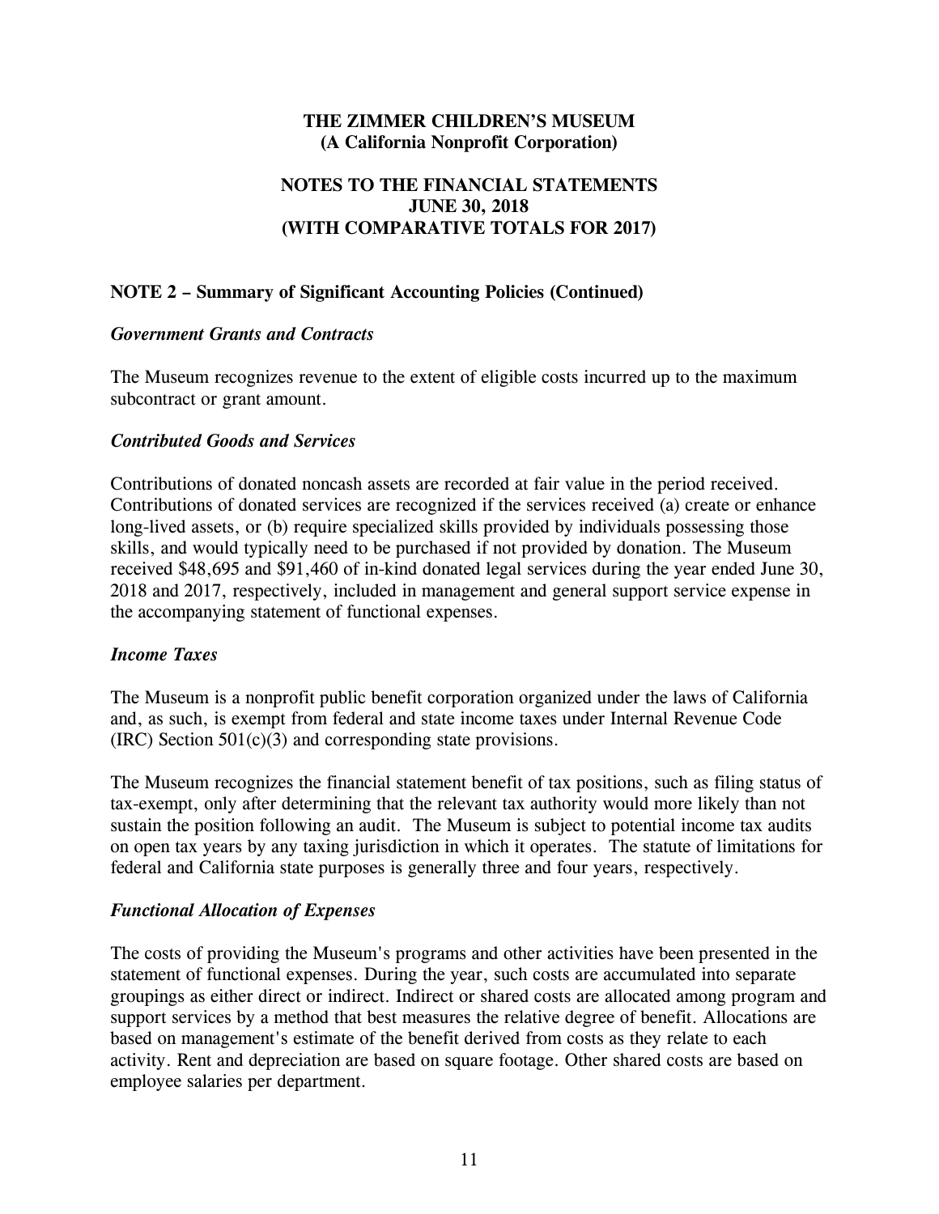**THE ZIMMER CHILDREN'S MUSEUM**
**(A California Nonprofit Corporation)**

**NOTES TO THE FINANCIAL STATEMENTS**
**JUNE 30, 2018**
**(WITH COMPARATIVE TOTALS FOR 2017)**

## NOTE 2 – Summary of Significant Accounting Policies (Continued)

### *Government Grants and Contracts*

The Museum recognizes revenue to the extent of eligible costs incurred up to the maximum subcontract or grant amount.

### *Contributed Goods and Services*

Contributions of donated noncash assets are recorded at fair value in the period received. Contributions of donated services are recognized if the services received (a) create or enhance long-lived assets, or (b) require specialized skills provided by individuals possessing those skills, and would typically need to be purchased if not provided by donation. The Museum received $48,695 and $91,460 of in-kind donated legal services during the year ended June 30, 2018 and 2017, respectively, included in management and general support service expense in the accompanying statement of functional expenses.

### *Income Taxes*

The Museum is a nonprofit public benefit corporation organized under the laws of California and, as such, is exempt from federal and state income taxes under Internal Revenue Code (IRC) Section 501(c)(3) and corresponding state provisions.

The Museum recognizes the financial statement benefit of tax positions, such as filing status of tax-exempt, only after determining that the relevant tax authority would more likely than not sustain the position following an audit. The Museum is subject to potential income tax audits on open tax years by any taxing jurisdiction in which it operates. The statute of limitations for federal and California state purposes is generally three and four years, respectively.

### *Functional Allocation of Expenses*

The costs of providing the Museum's programs and other activities have been presented in the statement of functional expenses. During the year, such costs are accumulated into separate groupings as either direct or indirect. Indirect or shared costs are allocated among program and support services by a method that best measures the relative degree of benefit. Allocations are based on management's estimate of the benefit derived from costs as they relate to each activity. Rent and depreciation are based on square footage. Other shared costs are based on employee salaries per department.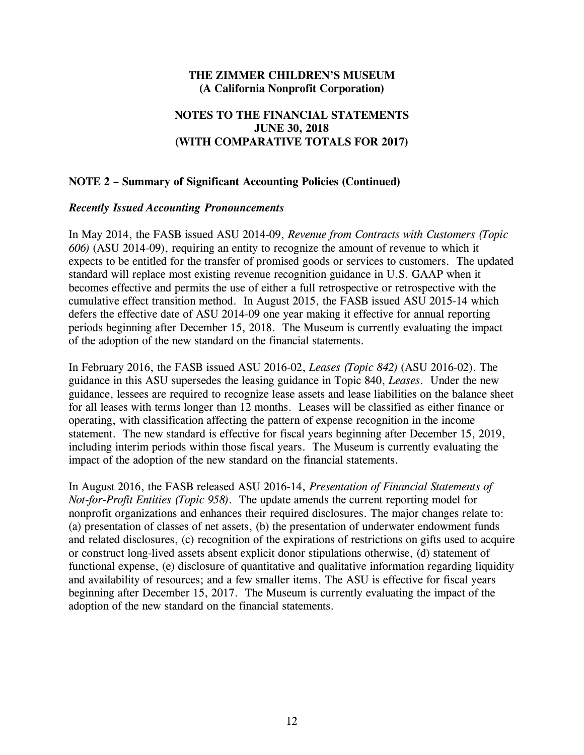**THE ZIMMER CHILDREN'S MUSEUM**
**(A California Nonprofit Corporation)**

**NOTES TO THE FINANCIAL STATEMENTS**
**JUNE 30, 2018**
**(WITH COMPARATIVE TOTALS FOR 2017)**

**NOTE 2 – Summary of Significant Accounting Policies (Continued)**

***Recently Issued Accounting Pronouncements***

In May 2014, the FASB issued ASU 2014-09, *Revenue from Contracts with Customers (Topic 606)* (ASU 2014-09), requiring an entity to recognize the amount of revenue to which it expects to be entitled for the transfer of promised goods or services to customers. The updated standard will replace most existing revenue recognition guidance in U.S. GAAP when it becomes effective and permits the use of either a full retrospective or retrospective with the cumulative effect transition method. In August 2015, the FASB issued ASU 2015-14 which defers the effective date of ASU 2014-09 one year making it effective for annual reporting periods beginning after December 15, 2018. The Museum is currently evaluating the impact of the adoption of the new standard on the financial statements.

In February 2016, the FASB issued ASU 2016-02, *Leases (Topic 842)* (ASU 2016-02). The guidance in this ASU supersedes the leasing guidance in Topic 840, *Leases*. Under the new guidance, lessees are required to recognize lease assets and lease liabilities on the balance sheet for all leases with terms longer than 12 months. Leases will be classified as either finance or operating, with classification affecting the pattern of expense recognition in the income statement. The new standard is effective for fiscal years beginning after December 15, 2019, including interim periods within those fiscal years. The Museum is currently evaluating the impact of the adoption of the new standard on the financial statements.

In August 2016, the FASB released ASU 2016-14, *Presentation of Financial Statements of Not-for-Profit Entities (Topic 958)*. The update amends the current reporting model for nonprofit organizations and enhances their required disclosures. The major changes relate to: (a) presentation of classes of net assets, (b) the presentation of underwater endowment funds and related disclosures, (c) recognition of the expirations of restrictions on gifts used to acquire or construct long-lived assets absent explicit donor stipulations otherwise, (d) statement of functional expense, (e) disclosure of quantitative and qualitative information regarding liquidity and availability of resources; and a few smaller items. The ASU is effective for fiscal years beginning after December 15, 2017. The Museum is currently evaluating the impact of the adoption of the new standard on the financial statements.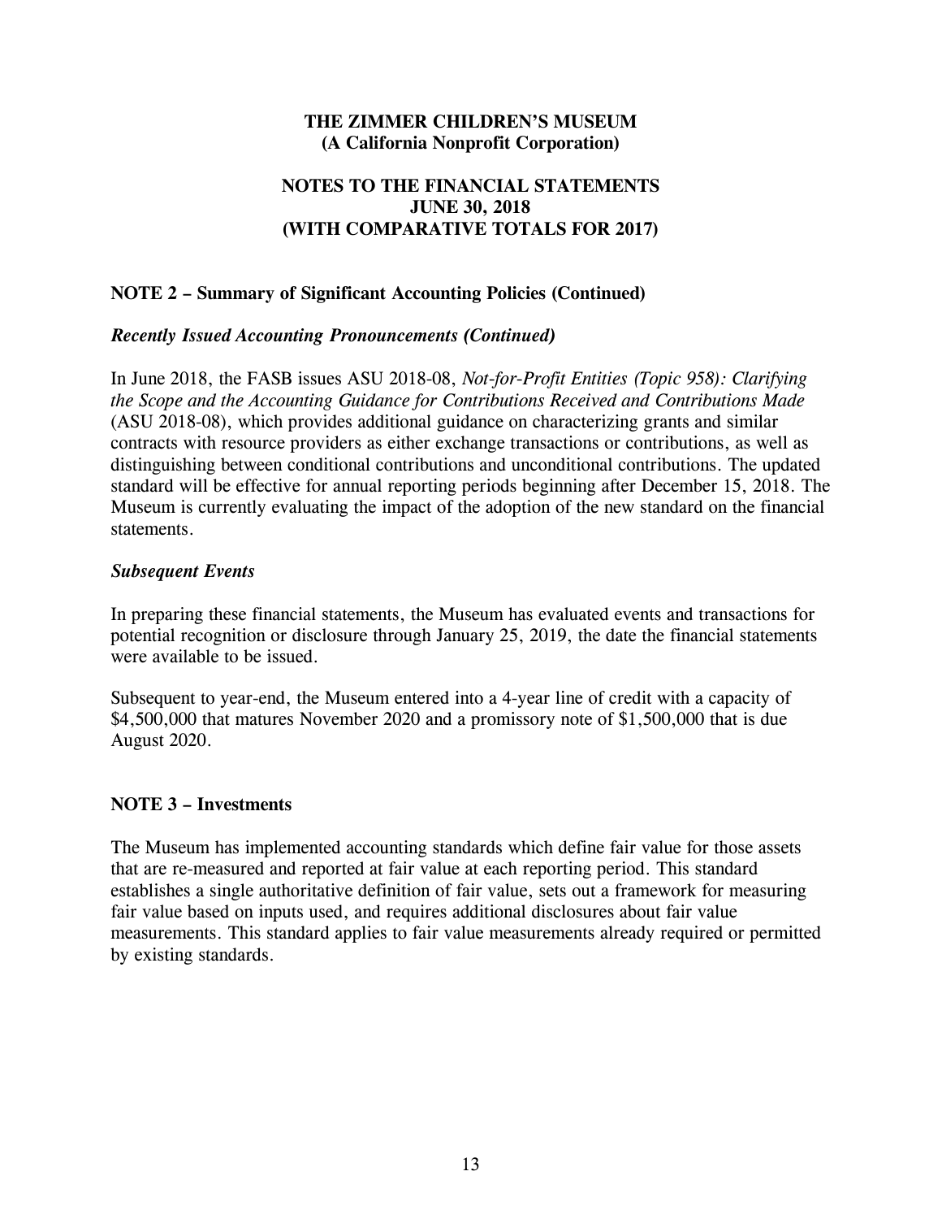**THE ZIMMER CHILDREN'S MUSEUM**
**(A California Nonprofit Corporation)**

**NOTES TO THE FINANCIAL STATEMENTS**
**JUNE 30, 2018**
**(WITH COMPARATIVE TOTALS FOR 2017)**

## NOTE 2 – Summary of Significant Accounting Policies (Continued)

### *Recently Issued Accounting Pronouncements (Continued)*

In June 2018, the FASB issues ASU 2018-08, *Not-for-Profit Entities (Topic 958): Clarifying the Scope and the Accounting Guidance for Contributions Received and Contributions Made* (ASU 2018-08), which provides additional guidance on characterizing grants and similar contracts with resource providers as either exchange transactions or contributions, as well as distinguishing between conditional contributions and unconditional contributions. The updated standard will be effective for annual reporting periods beginning after December 15, 2018. The Museum is currently evaluating the impact of the adoption of the new standard on the financial statements.

### *Subsequent Events*

In preparing these financial statements, the Museum has evaluated events and transactions for potential recognition or disclosure through January 25, 2019, the date the financial statements were available to be issued.

Subsequent to year-end, the Museum entered into a 4-year line of credit with a capacity of $4,500,000 that matures November 2020 and a promissory note of $1,500,000 that is due August 2020.

## NOTE 3 – Investments

The Museum has implemented accounting standards which define fair value for those assets that are re-measured and reported at fair value at each reporting period. This standard establishes a single authoritative definition of fair value, sets out a framework for measuring fair value based on inputs used, and requires additional disclosures about fair value measurements. This standard applies to fair value measurements already required or permitted by existing standards.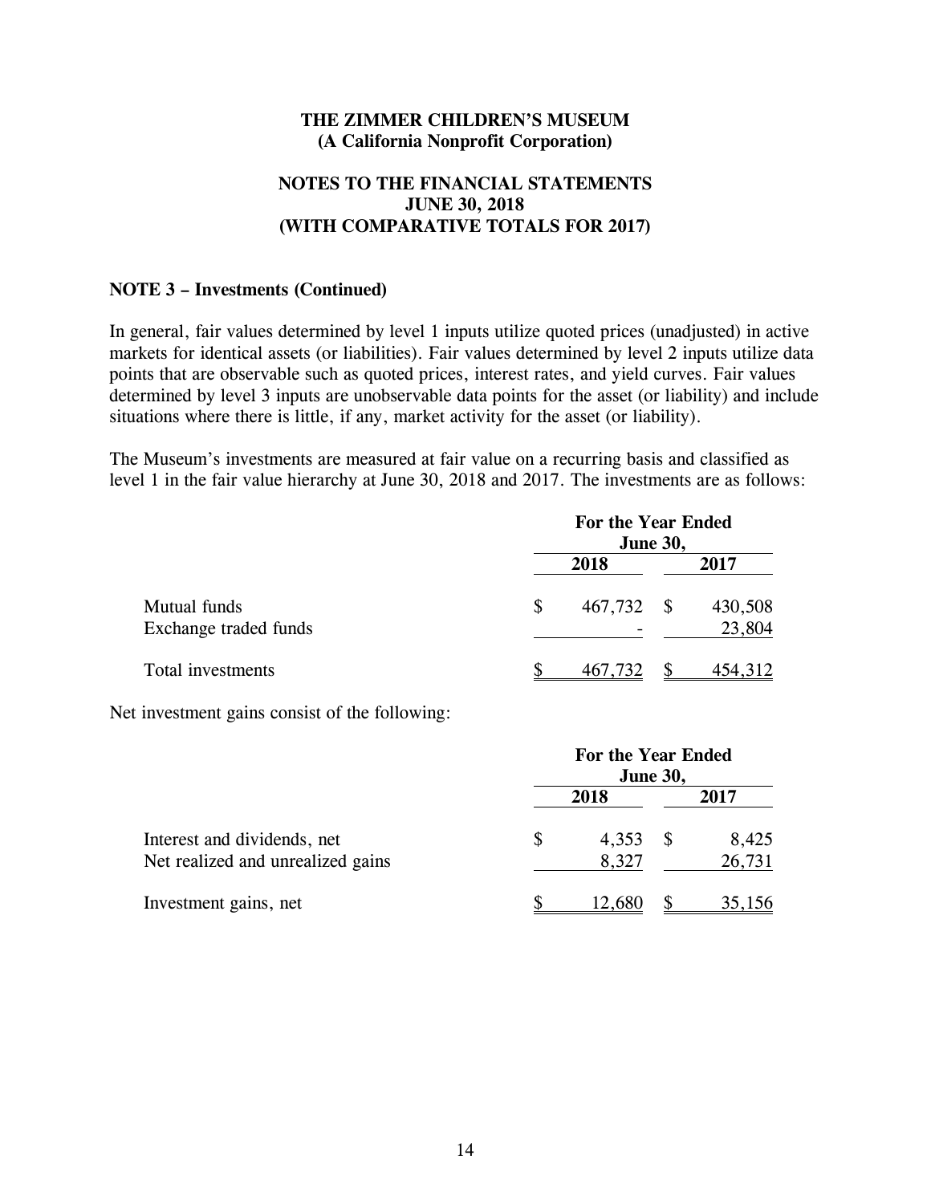**THE ZIMMER CHILDREN'S MUSEUM**
**(A California Nonprofit Corporation)**

**NOTES TO THE FINANCIAL STATEMENTS**
**JUNE 30, 2018**
**(WITH COMPARATIVE TOTALS FOR 2017)**

**NOTE 3 – Investments (Continued)**

In general, fair values determined by level 1 inputs utilize quoted prices (unadjusted) in active markets for identical assets (or liabilities). Fair values determined by level 2 inputs utilize data points that are observable such as quoted prices, interest rates, and yield curves. Fair values determined by level 3 inputs are unobservable data points for the asset (or liability) and include situations where there is little, if any, market activity for the asset (or liability).

The Museum's investments are measured at fair value on a recurring basis and classified as level 1 in the fair value hierarchy at June 30, 2018 and 2017. The investments are as follows:

| | For the Year Ended June 30, | |
|---|---|---|
| | **2018** | **2017** |
| Mutual funds | $ 467,732 | $ 430,508 |
| Exchange traded funds | - | 23,804 |
| Total investments | $ 467,732 | $ 454,312 |

Net investment gains consist of the following:

| | For the Year Ended June 30, | |
|---|---|---|
| | **2018** | **2017** |
| Interest and dividends, net | $ 4,353 | $ 8,425 |
| Net realized and unrealized gains | 8,327 | 26,731 |
| Investment gains, net | $ 12,680 | $ 35,156 |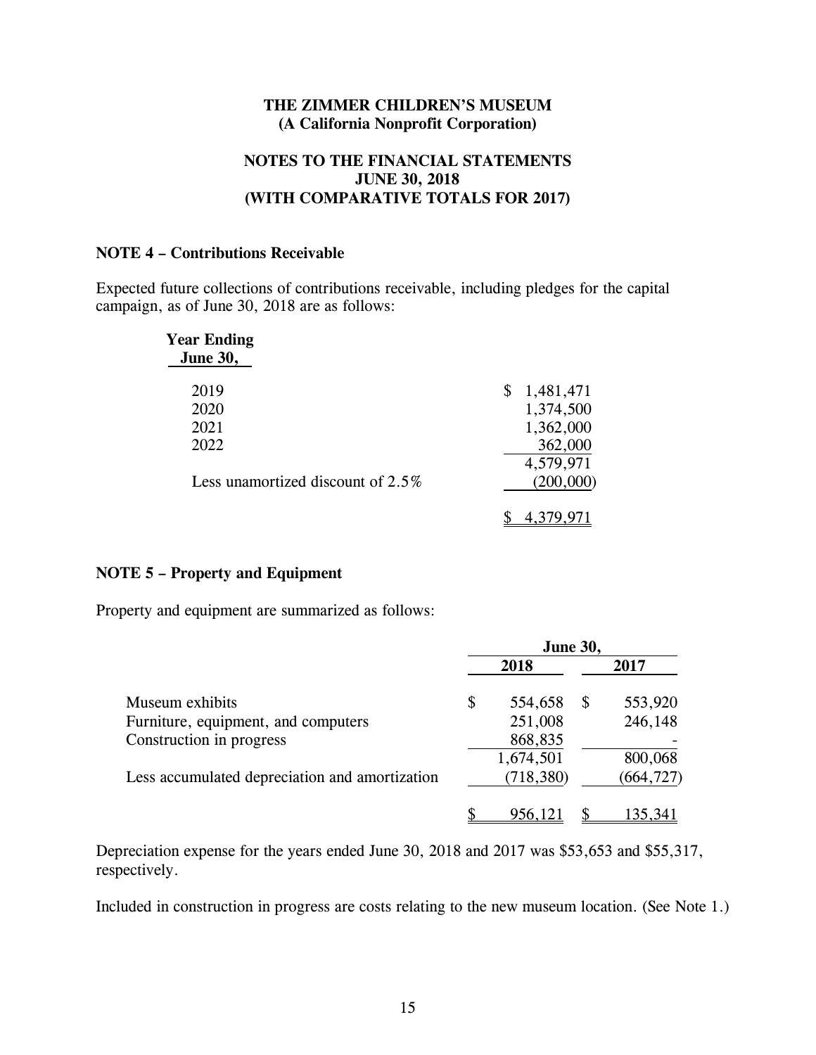**THE ZIMMER CHILDREN'S MUSEUM**
**(A California Nonprofit Corporation)**

**NOTES TO THE FINANCIAL STATEMENTS**
**JUNE 30, 2018**
**(WITH COMPARATIVE TOTALS FOR 2017)**

## NOTE 4 – Contributions Receivable

Expected future collections of contributions receivable, including pledges for the capital campaign, as of June 30, 2018 are as follows:

| Year Ending June 30, | |
|---|---|
| 2019 | $ 1,481,471 |
| 2020 | 1,374,500 |
| 2021 | 1,362,000 |
| 2022 | 362,000 |
| | 4,579,971 |
| Less unamortized discount of 2.5% | (200,000) |
| | $ 4,379,971 |

## NOTE 5 – Property and Equipment

Property and equipment are summarized as follows:

| | June 30, | |
|---|---|---|
| | 2018 | 2017 |
| Museum exhibits | $ 554,658 | $ 553,920 |
| Furniture, equipment, and computers | 251,008 | 246,148 |
| Construction in progress | 868,835 | - |
| | 1,674,501 | 800,068 |
| Less accumulated depreciation and amortization | (718,380) | (664,727) |
| | $ 956,121 | $ 135,341 |

Depreciation expense for the years ended June 30, 2018 and 2017 was $53,653 and $55,317, respectively.

Included in construction in progress are costs relating to the new museum location. (See Note 1.)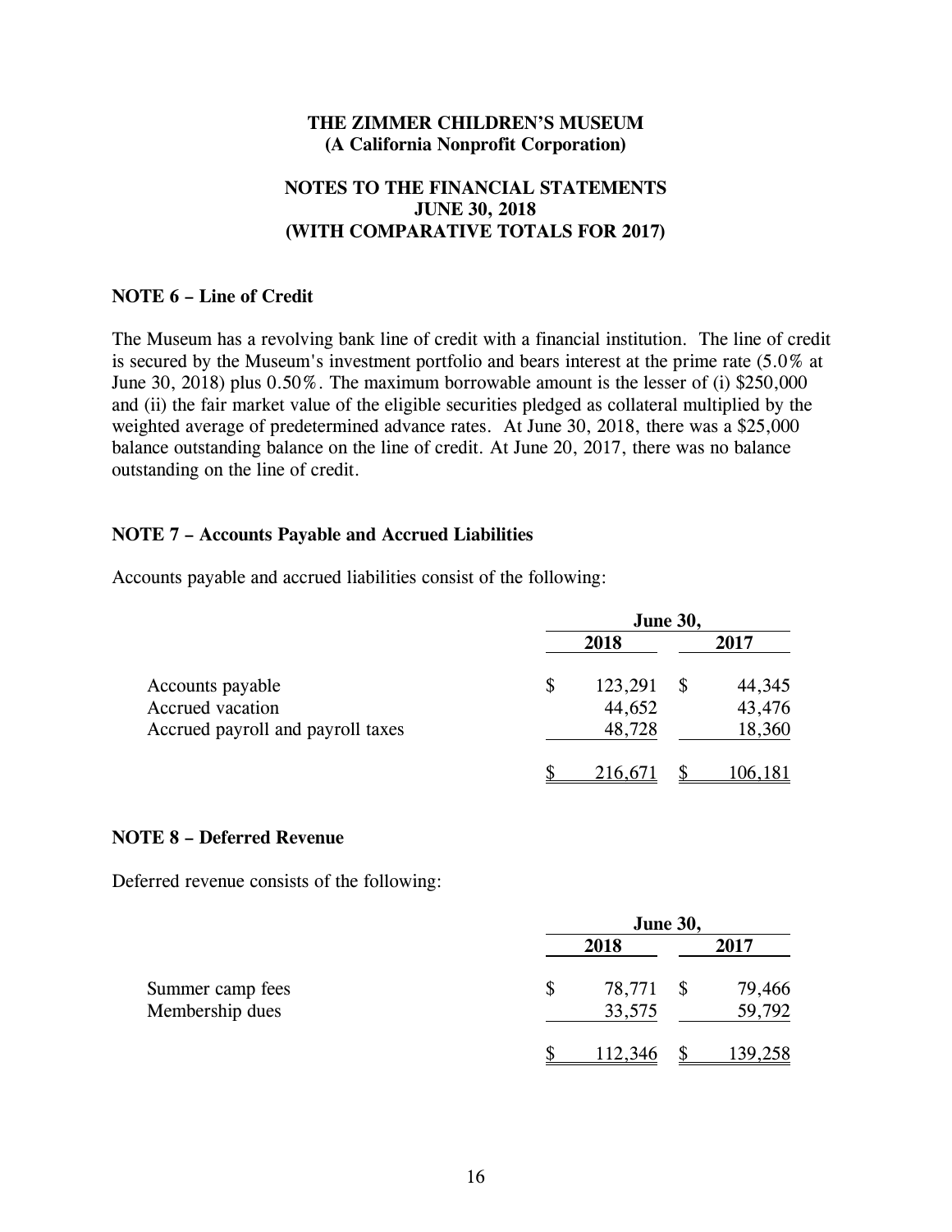**THE ZIMMER CHILDREN'S MUSEUM**
**(A California Nonprofit Corporation)**

**NOTES TO THE FINANCIAL STATEMENTS**
**JUNE 30, 2018**
**(WITH COMPARATIVE TOTALS FOR 2017)**

### NOTE 6 – Line of Credit

The Museum has a revolving bank line of credit with a financial institution. The line of credit is secured by the Museum's investment portfolio and bears interest at the prime rate (5.0% at June 30, 2018) plus 0.50%. The maximum borrowable amount is the lesser of (i) $250,000 and (ii) the fair market value of the eligible securities pledged as collateral multiplied by the weighted average of predetermined advance rates. At June 30, 2018, there was a $25,000 balance outstanding balance on the line of credit. At June 20, 2017, there was no balance outstanding on the line of credit.

### NOTE 7 – Accounts Payable and Accrued Liabilities

Accounts payable and accrued liabilities consist of the following:

| | June 30, | |
|---|---|---|
| | 2018 | 2017 |
| Accounts payable | $ 123,291 | $ 44,345 |
| Accrued vacation | 44,652 | 43,476 |
| Accrued payroll and payroll taxes | 48,728 | 18,360 |
| | $ 216,671 | $ 106,181 |

### NOTE 8 – Deferred Revenue

Deferred revenue consists of the following:

| | June 30, | |
|---|---|---|
| | 2018 | 2017 |
| Summer camp fees | $ 78,771 | $ 79,466 |
| Membership dues | 33,575 | 59,792 |
| | $ 112,346 | $ 139,258 |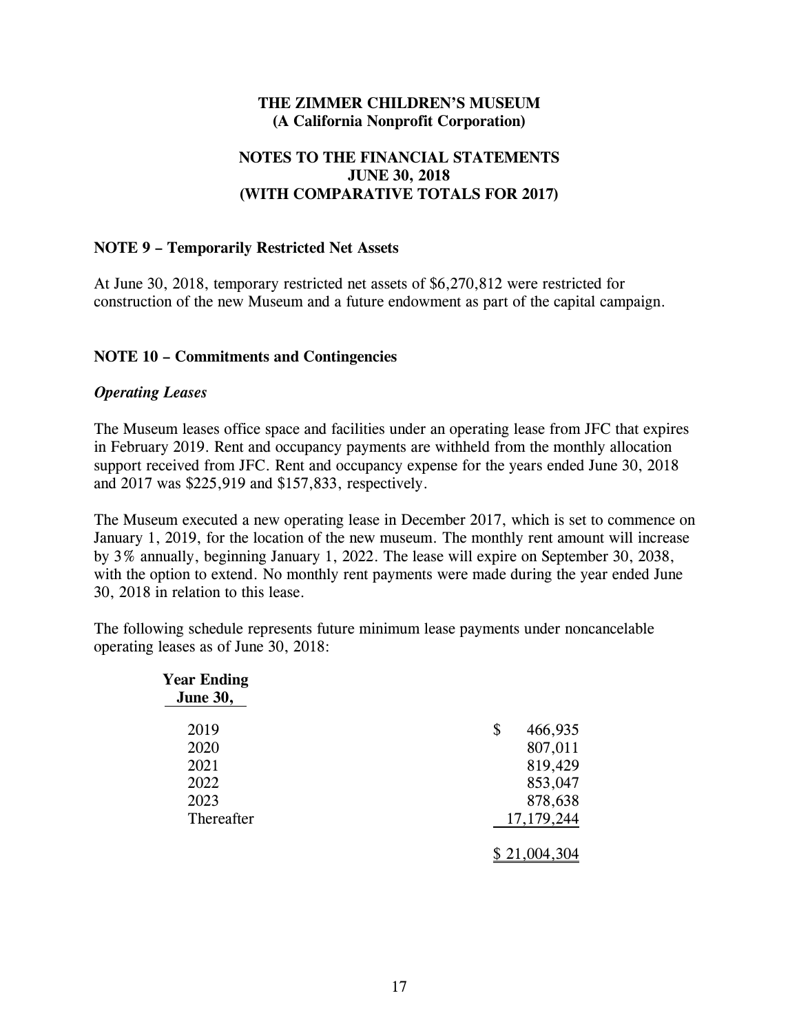**THE ZIMMER CHILDREN'S MUSEUM**
**(A California Nonprofit Corporation)**

**NOTES TO THE FINANCIAL STATEMENTS**
**JUNE 30, 2018**
**(WITH COMPARATIVE TOTALS FOR 2017)**

### NOTE 9 – Temporarily Restricted Net Assets

At June 30, 2018, temporary restricted net assets of $6,270,812 were restricted for construction of the new Museum and a future endowment as part of the capital campaign.

### NOTE 10 – Commitments and Contingencies

***Operating Leases***

The Museum leases office space and facilities under an operating lease from JFC that expires in February 2019. Rent and occupancy payments are withheld from the monthly allocation support received from JFC. Rent and occupancy expense for the years ended June 30, 2018 and 2017 was $225,919 and $157,833, respectively.

The Museum executed a new operating lease in December 2017, which is set to commence on January 1, 2019, for the location of the new museum. The monthly rent amount will increase by 3% annually, beginning January 1, 2022. The lease will expire on September 30, 2038, with the option to extend. No monthly rent payments were made during the year ended June 30, 2018 in relation to this lease.

The following schedule represents future minimum lease payments under noncancelable operating leases as of June 30, 2018:

| Year Ending June 30, | |
|---|---|
| 2019 | $ 466,935 |
| 2020 | 807,011 |
| 2021 | 819,429 |
| 2022 | 853,047 |
| 2023 | 878,638 |
| Thereafter | 17,179,244 |
| | $ 21,004,304 |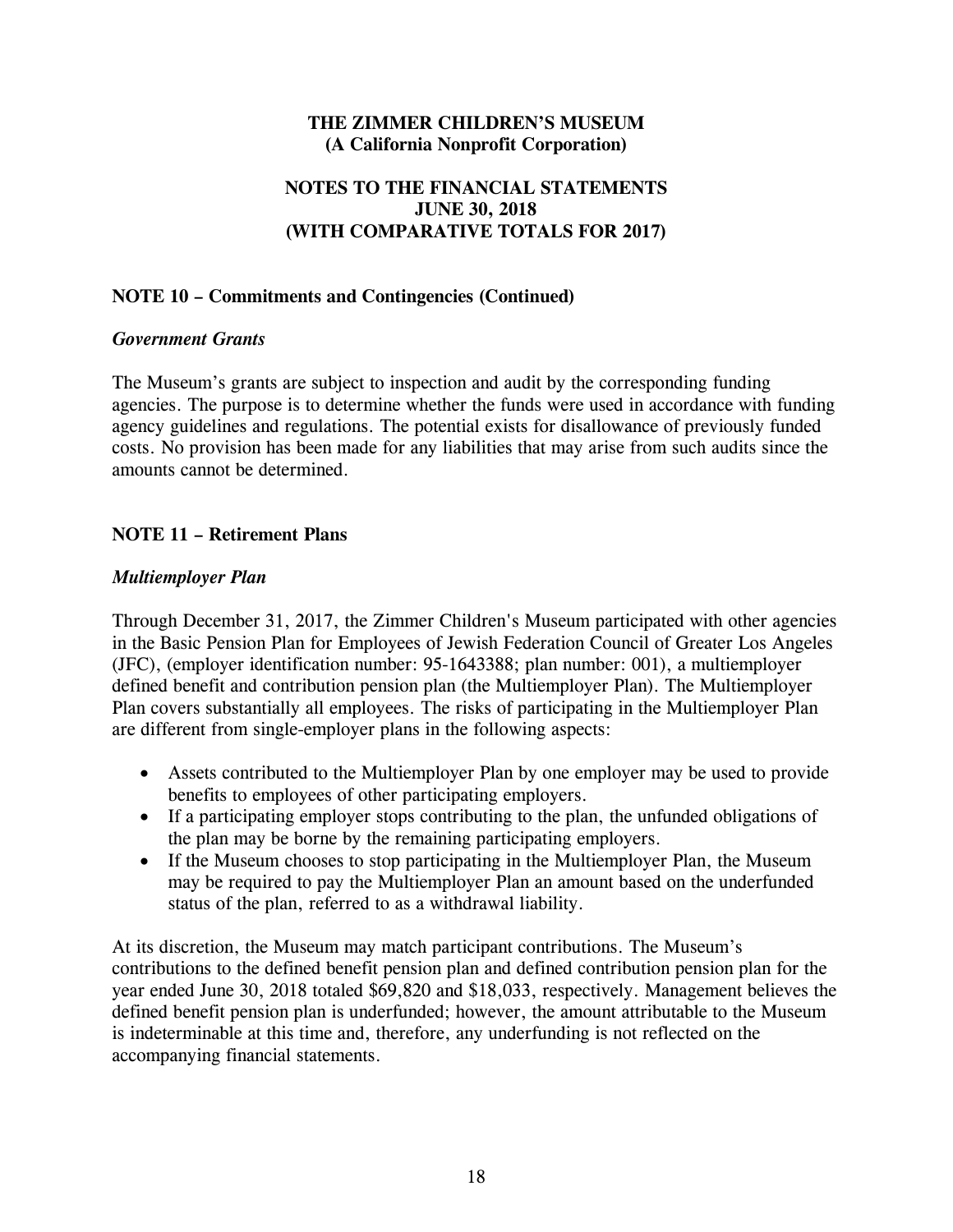# THE ZIMMER CHILDREN'S MUSEUM
## (A California Nonprofit Corporation)

## NOTES TO THE FINANCIAL STATEMENTS
## JUNE 30, 2018
## (WITH COMPARATIVE TOTALS FOR 2017)

### NOTE 10 – Commitments and Contingencies (Continued)

***Government Grants***

The Museum's grants are subject to inspection and audit by the corresponding funding agencies. The purpose is to determine whether the funds were used in accordance with funding agency guidelines and regulations. The potential exists for disallowance of previously funded costs. No provision has been made for any liabilities that may arise from such audits since the amounts cannot be determined.

### NOTE 11 – Retirement Plans

***Multiemployer Plan***

Through December 31, 2017, the Zimmer Children's Museum participated with other agencies in the Basic Pension Plan for Employees of Jewish Federation Council of Greater Los Angeles (JFC), (employer identification number: 95-1643388; plan number: 001), a multiemployer defined benefit and contribution pension plan (the Multiemployer Plan). The Multiemployer Plan covers substantially all employees. The risks of participating in the Multiemployer Plan are different from single-employer plans in the following aspects:

- Assets contributed to the Multiemployer Plan by one employer may be used to provide benefits to employees of other participating employers.
- If a participating employer stops contributing to the plan, the unfunded obligations of the plan may be borne by the remaining participating employers.
- If the Museum chooses to stop participating in the Multiemployer Plan, the Museum may be required to pay the Multiemployer Plan an amount based on the underfunded status of the plan, referred to as a withdrawal liability.

At its discretion, the Museum may match participant contributions. The Museum's contributions to the defined benefit pension plan and defined contribution pension plan for the year ended June 30, 2018 totaled $69,820 and $18,033, respectively. Management believes the defined benefit pension plan is underfunded; however, the amount attributable to the Museum is indeterminable at this time and, therefore, any underfunding is not reflected on the accompanying financial statements.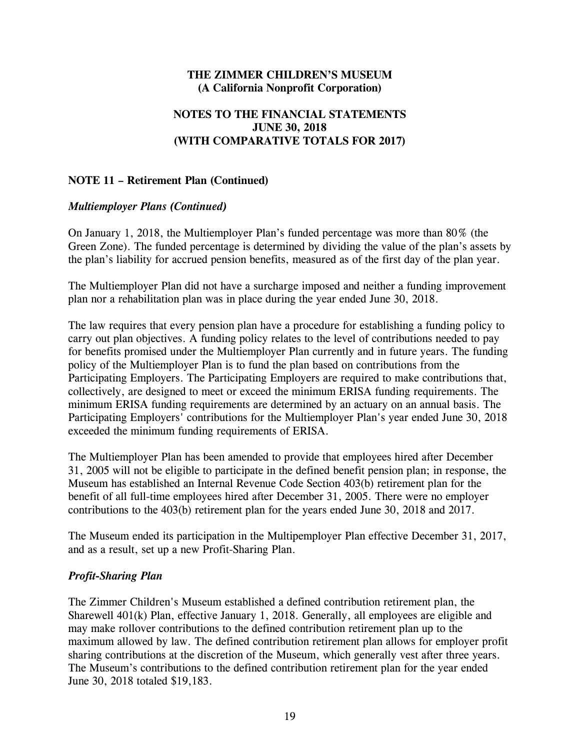# THE ZIMMER CHILDREN'S MUSEUM
## (A California Nonprofit Corporation)

## NOTES TO THE FINANCIAL STATEMENTS
## JUNE 30, 2018
## (WITH COMPARATIVE TOTALS FOR 2017)

### NOTE 11 – Retirement Plan (Continued)

***Multiemployer Plans (Continued)***

On January 1, 2018, the Multiemployer Plan's funded percentage was more than 80% (the Green Zone). The funded percentage is determined by dividing the value of the plan's assets by the plan's liability for accrued pension benefits, measured as of the first day of the plan year.

The Multiemployer Plan did not have a surcharge imposed and neither a funding improvement plan nor a rehabilitation plan was in place during the year ended June 30, 2018.

The law requires that every pension plan have a procedure for establishing a funding policy to carry out plan objectives. A funding policy relates to the level of contributions needed to pay for benefits promised under the Multiemployer Plan currently and in future years. The funding policy of the Multiemployer Plan is to fund the plan based on contributions from the Participating Employers. The Participating Employers are required to make contributions that, collectively, are designed to meet or exceed the minimum ERISA funding requirements. The minimum ERISA funding requirements are determined by an actuary on an annual basis. The Participating Employers' contributions for the Multiemployer Plan's year ended June 30, 2018 exceeded the minimum funding requirements of ERISA.

The Multiemployer Plan has been amended to provide that employees hired after December 31, 2005 will not be eligible to participate in the defined benefit pension plan; in response, the Museum has established an Internal Revenue Code Section 403(b) retirement plan for the benefit of all full-time employees hired after December 31, 2005. There were no employer contributions to the 403(b) retirement plan for the years ended June 30, 2018 and 2017.

The Museum ended its participation in the Multipemployer Plan effective December 31, 2017, and as a result, set up a new Profit-Sharing Plan.

***Profit-Sharing Plan***

The Zimmer Children's Museum established a defined contribution retirement plan, the Sharewell 401(k) Plan, effective January 1, 2018. Generally, all employees are eligible and may make rollover contributions to the defined contribution retirement plan up to the maximum allowed by law. The defined contribution retirement plan allows for employer profit sharing contributions at the discretion of the Museum, which generally vest after three years. The Museum's contributions to the defined contribution retirement plan for the year ended June 30, 2018 totaled $19,183.